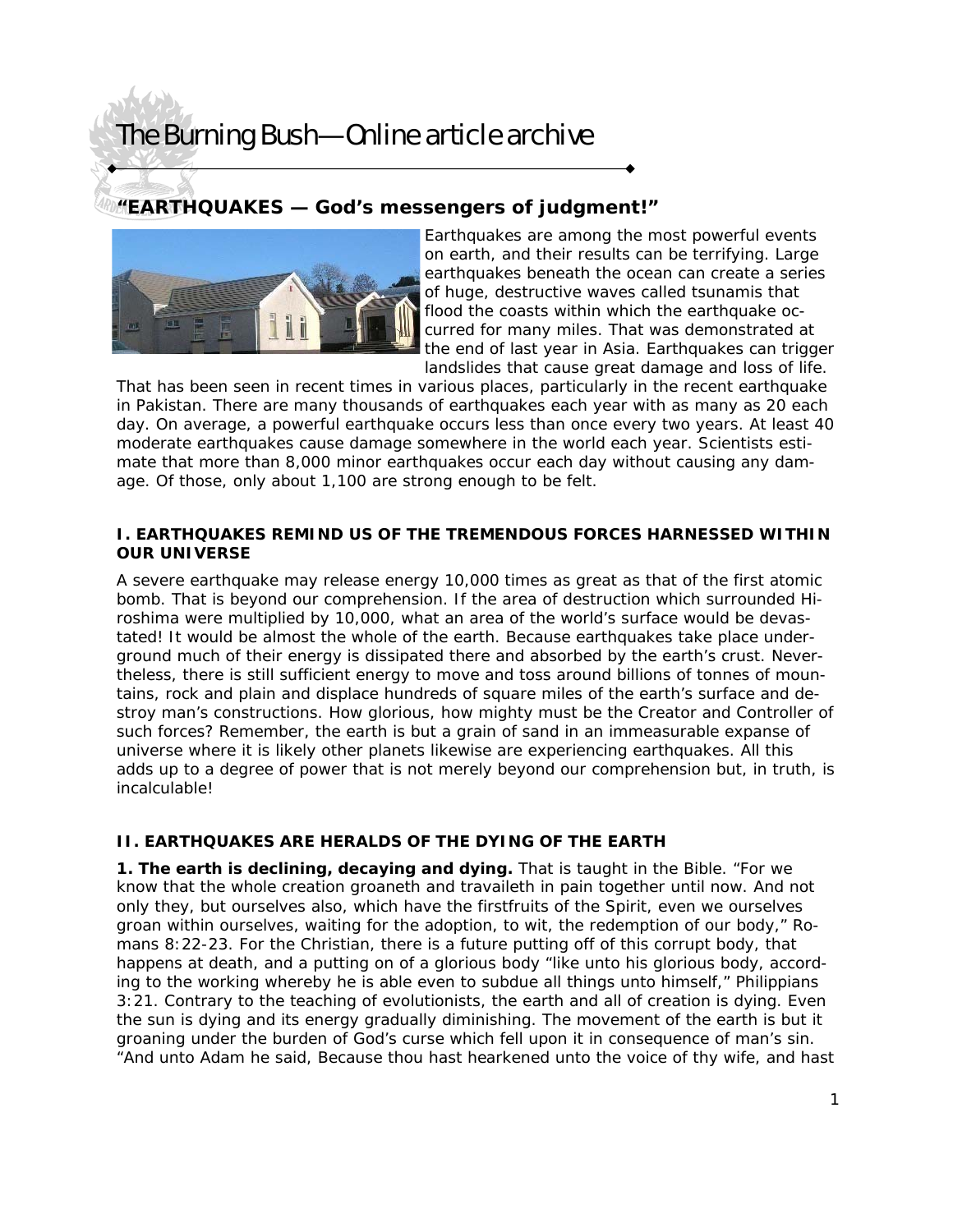# The Burning Bush—Online article archive

## "EARTHQUAKES — God's messengers of judgment!"

Earthquakes are among the most powerful events on earth, and their results can be terrifying. Large earthquakes beneath the ocean can create a series of huge, destructive waves called tsunamis that flood the coasts within which the earthquake occurred for many miles. That was demonstrated at the end of last year in Asia. Earthquakes can trigger landslides that cause great damage and loss of life. That has been seen in recent times in various places, particularly in the recent earthquake in Pakistan. There are many thousands of earthquakes each year with as many as 20 each day. On average, a powerful earthquake occurs less than once every two years. At least 40 moderate earthquakes cause damage somewhere in the world each year. Scientists estimate that more than 8,000 minor earthquakes occur each day without causing any damage. Of those, only about 1,100 are strong enough to be felt.

### I. EARTHQUAKES REMIND US OF THE TREMENDOUS FORCES HARNESSED WITHIN OUR UNIVERSE

A severe earthquake may release energy 10,000 times as great as that of the first atomic bomb. That is beyond our comprehension. If the area of destruction which surrounded Hiroshima were multiplied by 10,000, what an area of the world's surface would be devastated! It would be almost the whole of the earth. Because earthquakes take place underground much of their energy is dissipated there and absorbed by the earth's crust. Nevertheless, there is still sufficient energy to move and toss around billions of tonnes of mountains, rock and plain and displace hundreds of square miles of the earth's surface and destroy man's constructions. How glorious, how mighty must be the Creator and Controller of such forces? Remember, the earth is but a grain of sand in an immeasurable expanse of universe where it is likely other planets likewise are experiencing earthquakes. All this adds up to a degree of power that is not merely beyond our comprehension but, in truth, is incalculable!

### II. EARTHQUAKES ARE HERALDS OF THE DYING OF THE EARTH

**1. The earth is declining, decaying and dying.** That is taught in the Bible. "For we know that the whole creation groaneth and travaileth in pain together until now. And not only they, but ourselves also, which have the firstfruits of the Spirit, even we ourselves groan within ourselves, waiting for the adoption, to wit, the redemption of our body," Romans 8:22-23. For the Christian, there is a future putting off of this corrupt body, that happens at death, and a putting on of a glorious body "like unto his glorious body, according to the working whereby he is able even to subdue all things unto himself," Philippians 3:21. Contrary to the teaching of evolutionists, the earth and all of creation is dying. Even the sun is dying and its energy gradually diminishing. The movement of the earth is but it groaning under the burden of God's curse which fell upon it in consequence of man's sin. "And unto Adam he said, Because thou hast hearkened unto the voice of thy wife, and hast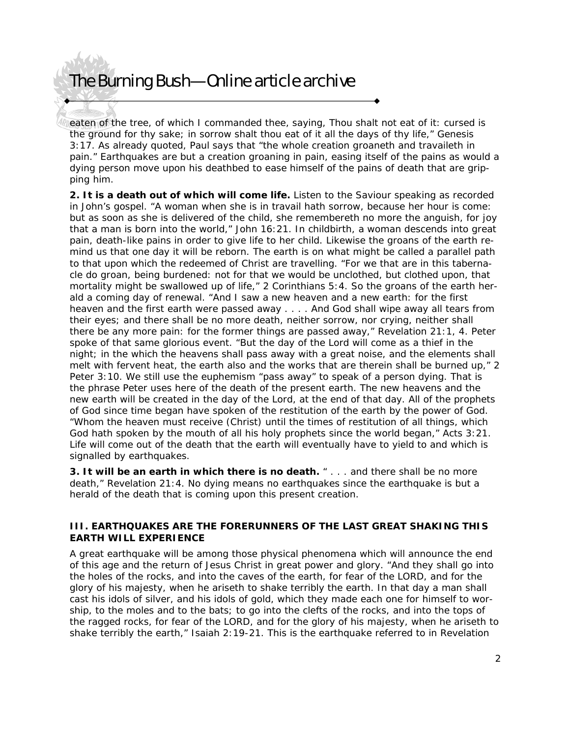eaten of the tree, of which I commanded thee, saying, Thou shalt not eat of it: cursed is the ground for thy sake; in sorrow shalt thou eat of it all the days of thy life," Genesis 3:17. As already quoted, Paul says that "the whole creation groaneth and travaileth in pain." Earthquakes are but a creation groaning in pain, easing itself of the pains as would a dying person move upon his deathbed to ease himself of the pains of death that are gripping him.

**2. It is a death out of which will come life.** Listen to the Saviour speaking as recorded in John's gospel. "A woman when she is in travail hath sorrow, because her hour is come: but as soon as she is delivered of the child, she remembereth no more the anguish, for joy that a man is born into the world," John 16:21. In childbirth, a woman descends into great pain, death-like pains in order to give life to her child. Likewise the groans of the earth remind us that one day it will be reborn. The earth is on what might be called a parallel path to that upon which the redeemed of Christ are travelling. "For we that are in this tabernacle do groan, being burdened: not for that we would be unclothed, but clothed upon, that mortality might be swallowed up of life," 2 Corinthians 5:4. So the groans of the earth herald a coming day of renewal. "And I saw a new heaven and a new earth: for the first heaven and the first earth were passed away . . . . And God shall wipe away all tears from their eyes; and there shall be no more death, neither sorrow, nor crying, neither shall there be any more pain: for the former things are passed away," Revelation 21:1, 4. Peter spoke of that same glorious event. "But the day of the Lord will come as a thief in the night; in the which the heavens shall pass away with a great noise, and the elements shall melt with fervent heat, the earth also and the works that are therein shall be burned up," 2 Peter 3:10. We still use the euphemism "pass away" to speak of a person dying. That is the phrase Peter uses here of the death of the present earth. The new heavens and the new earth will be created in the day of the Lord, at the end of that day. All of the prophets of God since time began have spoken of the restitution of the earth by the power of God. "Whom the heaven must receive (Christ) until the times of restitution of all things, which God hath spoken by the mouth of all his holy prophets since the world began," Acts 3:21. Life will come out of the death that the earth will eventually have to yield to and which is signalled by earthquakes.

**3. It will be an earth in which there is no death.** " . . . and there shall be no more death," Revelation 21:4. No dying means no earthquakes since the earthquake is but a herald of the death that is coming upon this present creation.

### III. EARTHQUAKES ARE THE FORERUNNERS OF THE LAST GREAT SHAKING THIS EARTH WILL EXPERIENCE

A great earthquake will be among those physical phenomena which will announce the end of this age and the return of Jesus Christ in great power and glory. "And they shall go into the holes of the rocks, and into the caves of the earth, for fear of the LORD, and for the glory of his majesty, when he ariseth to shake terribly the earth. In that day a man shall cast his idols of silver, and his idols of gold, which they made each one for himself to worship, to the moles and to the bats; to go into the clefts of the rocks, and into the tops of the ragged rocks, for fear of the LORD, and for the glory of his majesty, when he ariseth to shake terribly the earth," Isaiah 2:19-21. This is the earthquake referred to in Revelation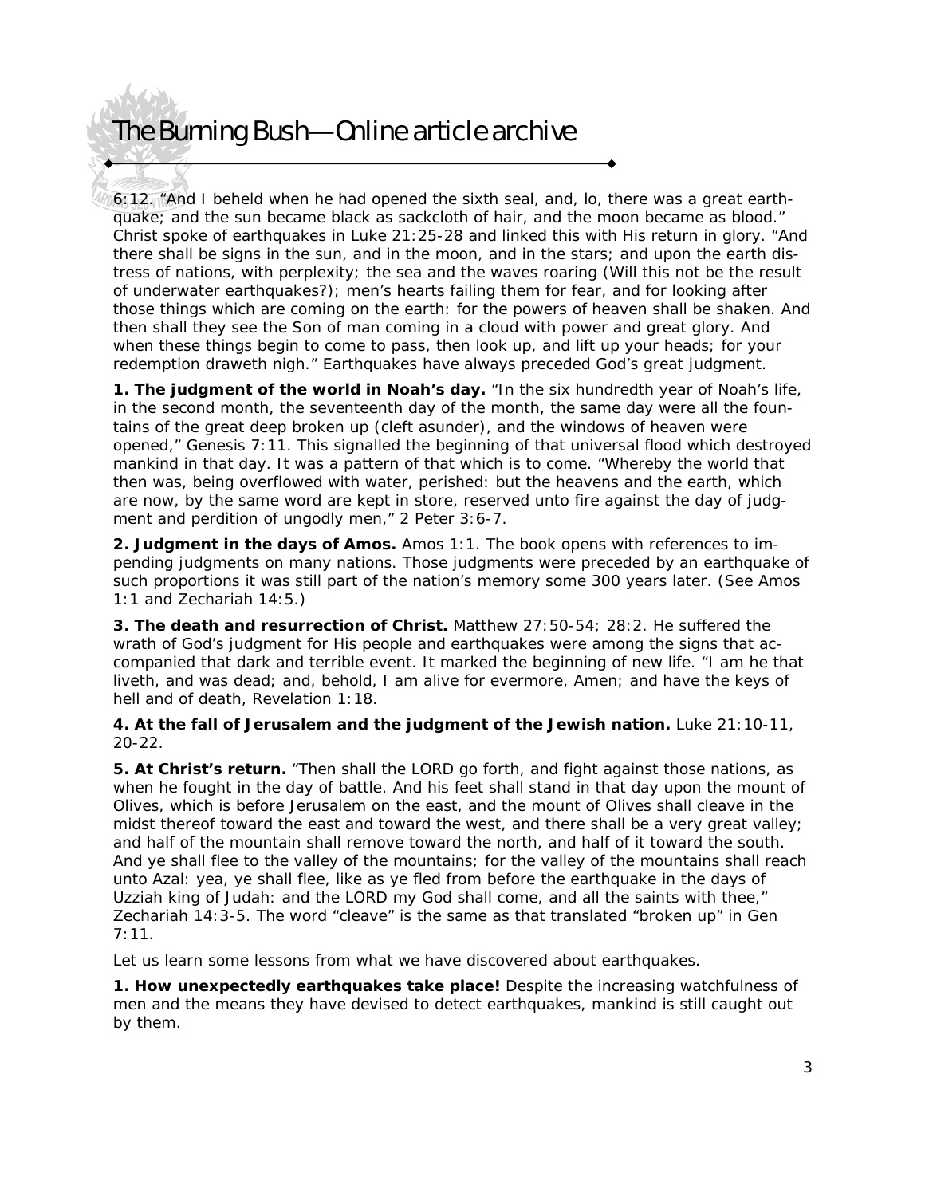6:12. "And I beheld when he had opened the sixth seal, and, lo, there was a great earthquake; and the sun became black as sackcloth of hair, and the moon became as blood." Christ spoke of earthquakes in Luke 21:25-28 and linked this with His return in glory. "And there shall be signs in the sun, and in the moon, and in the stars; and upon the earth distress of nations, with perplexity; the sea and the waves roaring (Will this not be the result of underwater earthquakes?); men's hearts failing them for fear, and for looking after those things which are coming on the earth: for the powers of heaven shall be shaken. And then shall they see the Son of man coming in a cloud with power and great glory. And when these things begin to come to pass, then look up, and lift up your heads; for your redemption draweth nigh." Earthquakes have always preceded God's great judgment.

**1. The judgment of the world in Noah's day.** "In the six hundredth year of Noah's life, in the second month, the seventeenth day of the month, the same day were all the fountains of the great deep broken up (cleft asunder), and the windows of heaven were opened," Genesis 7:11. This signalled the beginning of that universal flood which destroyed mankind in that day. It was a pattern of that which is to come. "Whereby the world that then was, being overflowed with water, perished: but the heavens and the earth, which are now, by the same word are kept in store, reserved unto fire against the day of judgment and perdition of ungodly men," 2 Peter 3:6-7.

**2. Judgment in the days of Amos.** Amos 1:1. The book opens with references to impending judgments on many nations. Those judgments were preceded by an earthquake of such proportions it was still part of the nation's memory some 300 years later. (See Amos 1:1 and Zechariah 14:5.)

**3. The death and resurrection of Christ.** Matthew 27:50-54; 28:2. He suffered the wrath of God's judgment for His people and earthquakes were among the signs that accompanied that dark and terrible event. It marked the beginning of new life. "I am he that liveth, and was dead; and, behold, I am alive for evermore, Amen; and have the keys of hell and of death, Revelation 1:18.

**4. At the fall of Jerusalem and the judgment of the Jewish nation.** Luke 21:10-11, 20-22.

**5. At Christ's return.** "Then shall the LORD go forth, and fight against those nations, as when he fought in the day of battle. And his feet shall stand in that day upon the mount of Olives, which is before Jerusalem on the east, and the mount of Olives shall cleave in the midst thereof toward the east and toward the west, and there shall be a very great valley; and half of the mountain shall remove toward the north, and half of it toward the south. And ye shall flee to the valley of the mountains; for the valley of the mountains shall reach unto Azal: yea, ye shall flee, like as ye fled from before the earthquake in the days of Uzziah king of Judah: and the LORD my God shall come, and all the saints with thee," Zechariah 14:3-5. The word "cleave" is the same as that translated "broken up" in Gen 7:11.

Let us learn some lessons from what we have discovered about earthquakes.

**1. How unexpectedly earthquakes take place!** Despite the increasing watchfulness of men and the means they have devised to detect earthquakes, mankind is still caught out by them.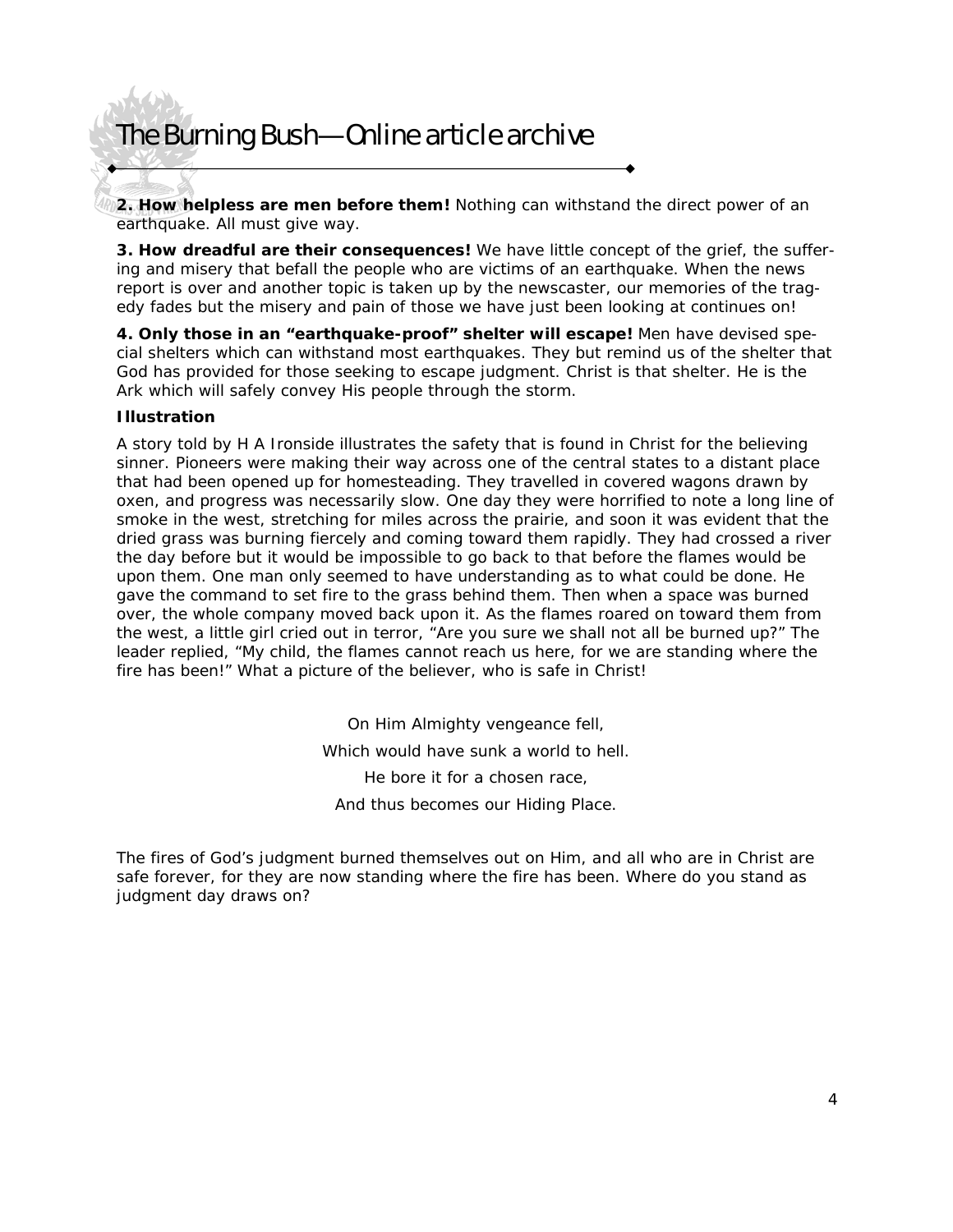**2. How helpless are men before them!** Nothing can withstand the direct power of an earthquake. All must give way.

**3. How dreadful are their consequences!** We have little concept of the grief, the suffering and misery that befall the people who are victims of an earthquake. When the news report is over and another topic is taken up by the newscaster, our memories of the tragedy fades but the misery and pain of those we have just been looking at continues on!

**4. Only those in an "earthquake-proof" shelter will escape!** Men have devised special shelters which can withstand most earthquakes. They but remind us of the shelter that God has provided for those seeking to escape judgment. Christ is that shelter. He is the Ark which will safely convey His people through the storm.

**Illustration**

A story told by H A Ironside illustrates the safety that is found in Christ for the believing sinner. Pioneers were making their way across one of the central states to a distant place that had been opened up for homesteading. They travelled in covered wagons drawn by oxen, and progress was necessarily slow. One day they were horrified to note a long line of smoke in the west, stretching for miles across the prairie, and soon it was evident that the dried grass was burning fiercely and coming toward them rapidly. They had crossed a river the day before but it would be impossible to go back to that before the flames would be upon them. One man only seemed to have understanding as to what could be done. He gave the command to set fire to the grass behind them. Then when a space was burned over, the whole company moved back upon it. As the flames roared on toward them from the west, a little girl cried out in terror, "Are you sure we shall not all be burned up?" The leader replied, "My child, the flames cannot reach us here, for we are standing where the fire has been!" What a picture of the believer, who is safe in Christ!

On Him Almighty vengeance fell,
Which would have sunk a world to hell.
He bore it for a chosen race,
And thus becomes our Hiding Place.

The fires of God's judgment burned themselves out on Him, and all who are in Christ are safe forever, for they are now standing where the fire has been. Where do you stand as judgment day draws on?